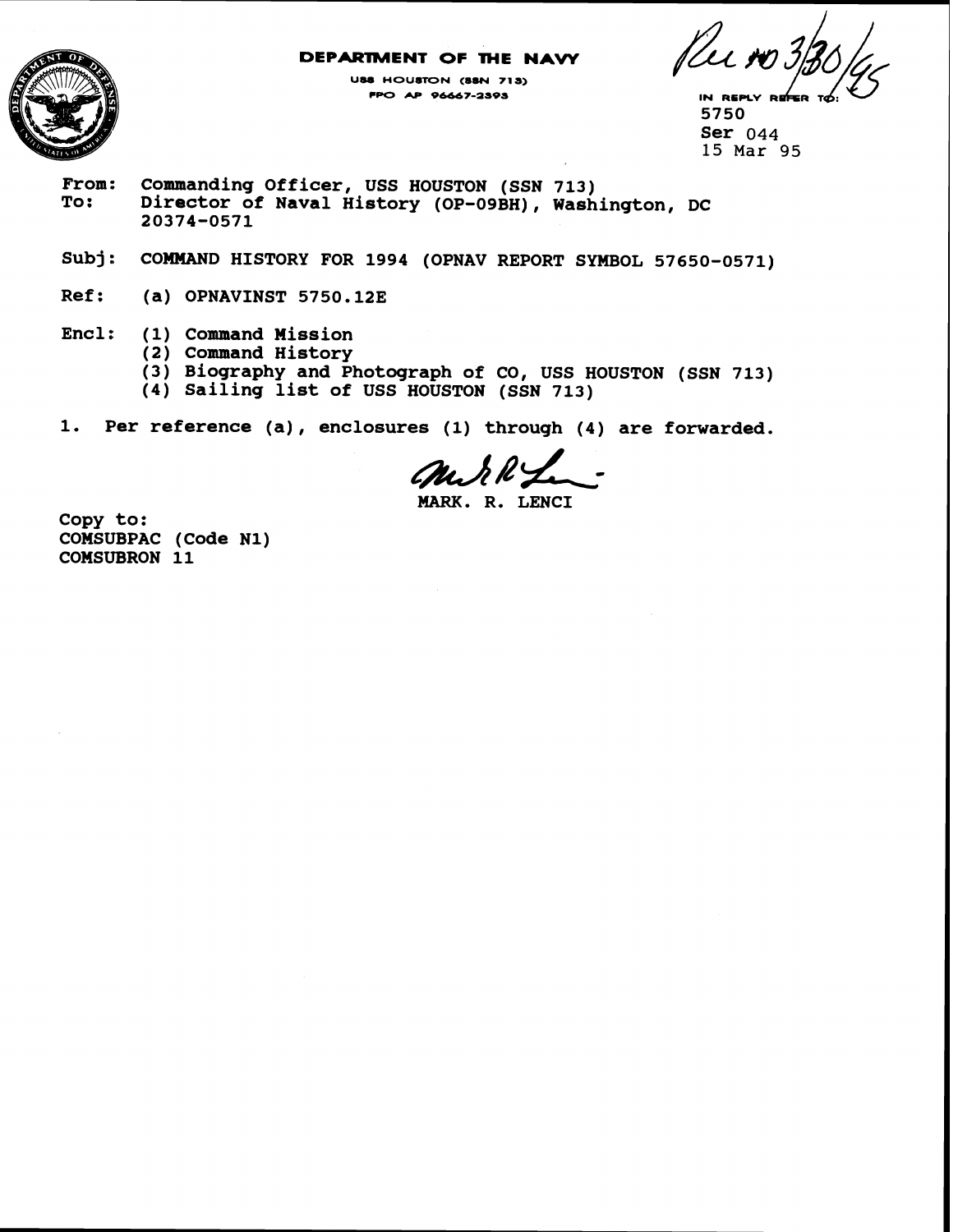**DEPARTMENT OF THE NAVY**

USS HOUSTON (SSN 713)
FPO AP 96667-2393

Rec'd 3/30/95

IN REPLY REFER TO:
5750
Ser 044
15 Mar 95

From: Commanding Officer, USS HOUSTON (SSN 713)
To: Director of Naval History (OP-09BH), Washington, DC 20374-0571

Subj: COMMAND HISTORY FOR 1994 (OPNAV REPORT SYMBOL 57650-0571)

Ref: (a) OPNAVINST 5750.12E

Encl: (1) Command Mission
(2) Command History
(3) Biography and Photograph of CO, USS HOUSTON (SSN 713)
(4) Sailing list of USS HOUSTON (SSN 713)

1. Per reference (a), enclosures (1) through (4) are forwarded.

MARK. R. LENCI

Copy to:
COMSUBPAC (Code N1)
COMSUBRON 11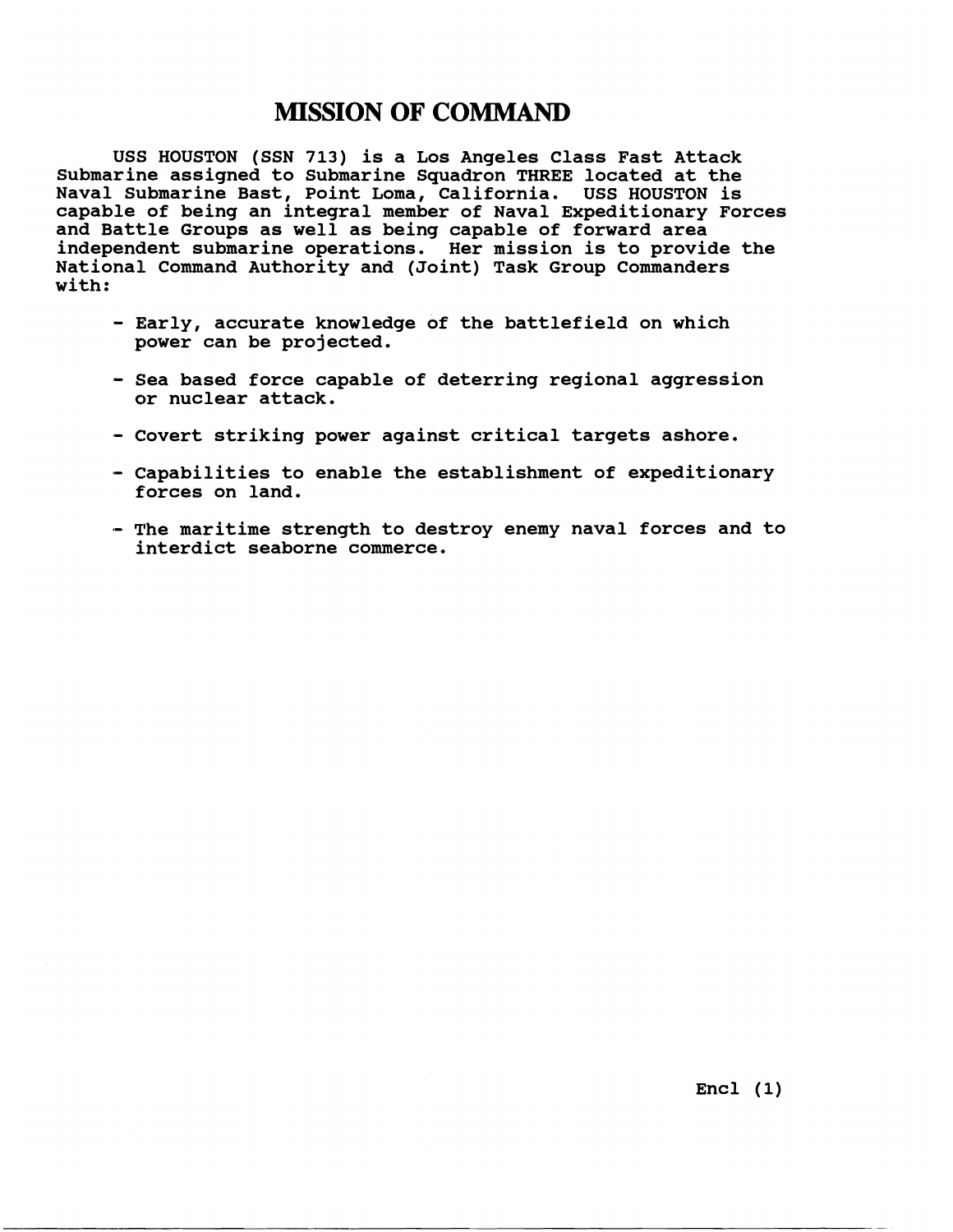# MISSION OF COMMAND

USS HOUSTON (SSN 713) is a Los Angeles Class Fast Attack Submarine assigned to Submarine Squadron THREE located at the Naval Submarine Bast, Point Loma, California. USS HOUSTON is capable of being an integral member of Naval Expeditionary Forces and Battle Groups as well as being capable of forward area independent submarine operations. Her mission is to provide the National Command Authority and (Joint) Task Group Commanders with:

- Early, accurate knowledge of the battlefield on which power can be projected.
- Sea based force capable of deterring regional aggression or nuclear attack.
- Covert striking power against critical targets ashore.
- Capabilities to enable the establishment of expeditionary forces on land.
- The maritime strength to destroy enemy naval forces and to interdict seaborne commerce.

Encl (1)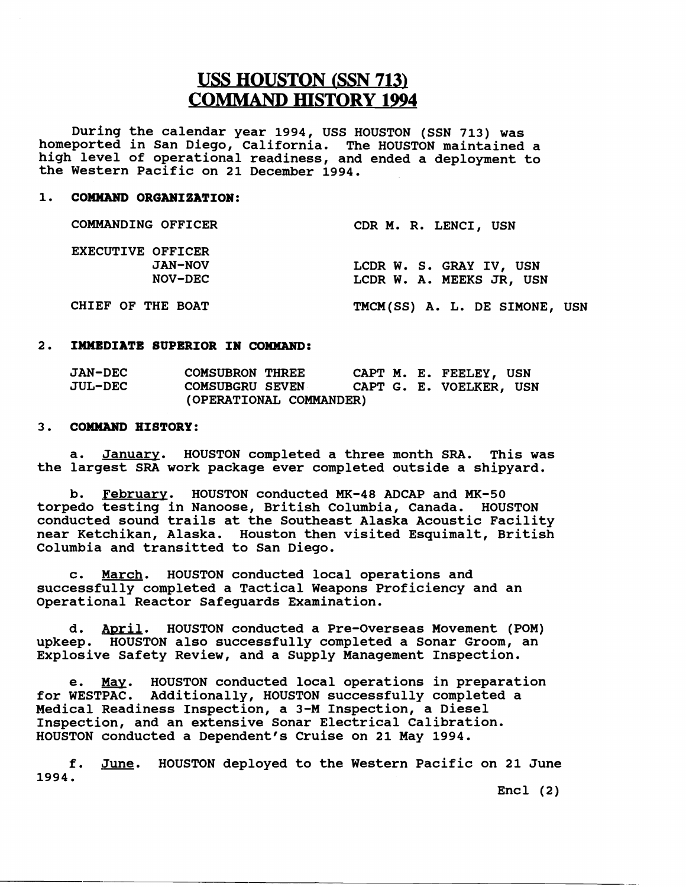# USS HOUSTON (SSN 713) COMMAND HISTORY 1994

During the calendar year 1994, USS HOUSTON (SSN 713) was homeported in San Diego, California. The HOUSTON maintained a high level of operational readiness, and ended a deployment to the Western Pacific on 21 December 1994.

## 1. COMMAND ORGANIZATION:

| | |
|---|---|
| COMMANDING OFFICER | CDR M. R. LENCI, USN |
| EXECUTIVE OFFICER | |
| JAN-NOV | LCDR W. S. GRAY IV, USN |
| NOV-DEC | LCDR W. A. MEEKS JR, USN |
| CHIEF OF THE BOAT | TMCM(SS) A. L. DE SIMONE, USN |

## 2. IMMEDIATE SUPERIOR IN COMMAND:

| | | |
|---|---|---|
| JAN-DEC | COMSUBRON THREE | CAPT M. E. FEELEY, USN |
| JUL-DEC | COMSUBGRU SEVEN (OPERATIONAL COMMANDER) | CAPT G. E. VOELKER, USN |

## 3. COMMAND HISTORY:

a. January. HOUSTON completed a three month SRA. This was the largest SRA work package ever completed outside a shipyard.

b. February. HOUSTON conducted MK-48 ADCAP and MK-50 torpedo testing in Nanoose, British Columbia, Canada. HOUSTON conducted sound trails at the Southeast Alaska Acoustic Facility near Ketchikan, Alaska. Houston then visited Esquimalt, British Columbia and transitted to San Diego.

c. March. HOUSTON conducted local operations and successfully completed a Tactical Weapons Proficiency and an Operational Reactor Safeguards Examination.

d. April. HOUSTON conducted a Pre-Overseas Movement (POM) upkeep. HOUSTON also successfully completed a Sonar Groom, an Explosive Safety Review, and a Supply Management Inspection.

e. May. HOUSTON conducted local operations in preparation for WESTPAC. Additionally, HOUSTON successfully completed a Medical Readiness Inspection, a 3-M Inspection, a Diesel Inspection, and an extensive Sonar Electrical Calibration. HOUSTON conducted a Dependent's Cruise on 21 May 1994.

f. June. HOUSTON deployed to the Western Pacific on 21 June 1994.

Encl (2)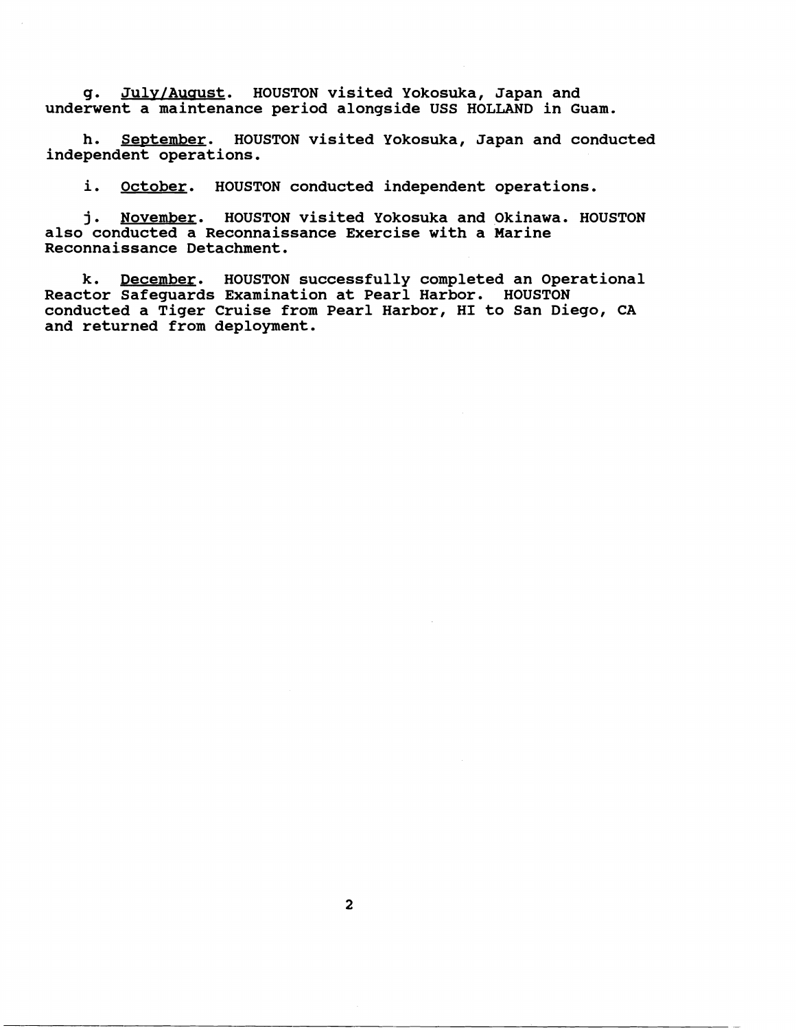g. July/August. HOUSTON visited Yokosuka, Japan and underwent a maintenance period alongside USS HOLLAND in Guam.

h. September. HOUSTON visited Yokosuka, Japan and conducted independent operations.

i. October. HOUSTON conducted independent operations.

j. November. HOUSTON visited Yokosuka and Okinawa. HOUSTON also conducted a Reconnaissance Exercise with a Marine Reconnaissance Detachment.

k. December. HOUSTON successfully completed an Operational Reactor Safeguards Examination at Pearl Harbor. HOUSTON conducted a Tiger Cruise from Pearl Harbor, HI to San Diego, CA and returned from deployment.